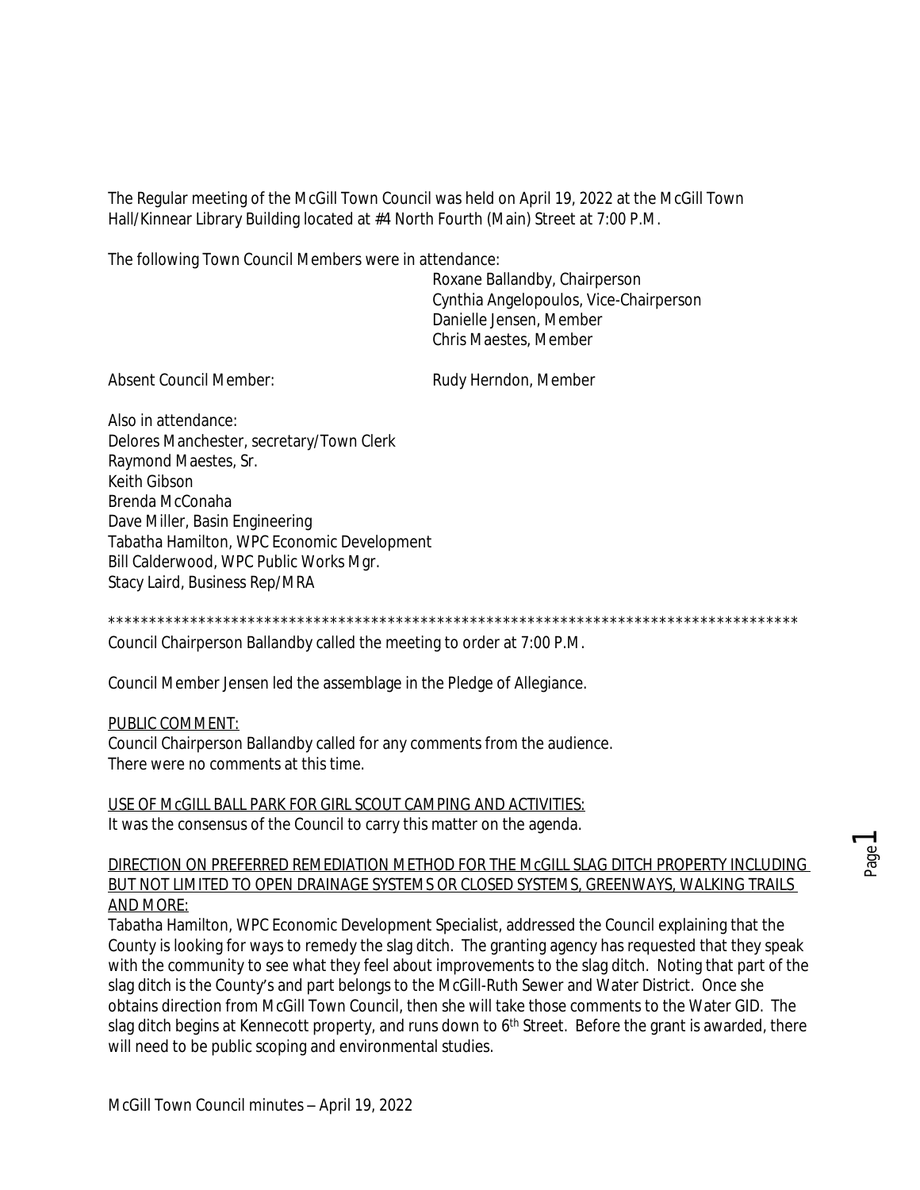The Regular meeting of the McGill Town Council was held on April 19, 2022 at the McGill Town Hall/Kinnear Library Building located at #4 North Fourth (Main) Street at 7:00 P.M.

The following Town Council Members were in attendance:

Roxane Ballandby, Chairperson
Cynthia Angelopoulos, Vice-Chairperson
Danielle Jensen, Member
Chris Maestes, Member

Absent Council Member: Rudy Herndon, Member

Also in attendance:
Delores Manchester, secretary/Town Clerk
Raymond Maestes, Sr.
Keith Gibson
Brenda McConaha
Dave Miller, Basin Engineering
Tabatha Hamilton, WPC Economic Development
Bill Calderwood, WPC Public Works Mgr.
Stacy Laird, Business Rep/MRA

*************************************************************************************

Council Chairperson Ballandby called the meeting to order at 7:00 P.M.

Council Member Jensen led the assemblage in the Pledge of Allegiance.

<u>PUBLIC COMMENT:</u>
Council Chairperson Ballandby called for any comments from the audience.
There were no comments at this time.

<u>USE OF McGILL BALL PARK FOR GIRL SCOUT CAMPING AND ACTIVITIES:</u>
It was the consensus of the Council to carry this matter on the agenda.

<u>DIRECTION ON PREFERRED REMEDIATION METHOD FOR THE McGILL SLAG DITCH PROPERTY INCLUDING BUT NOT LIMITED TO OPEN DRAINAGE SYSTEMS OR CLOSED SYSTEMS, GREENWAYS, WALKING TRAILS AND MORE:</u>
Tabatha Hamilton, WPC Economic Development Specialist, addressed the Council explaining that the County is looking for ways to remedy the slag ditch. The granting agency has requested that they speak with the community to see what they feel about improvements to the slag ditch. Noting that part of the slag ditch is the County's and part belongs to the McGill-Ruth Sewer and Water District. Once she obtains direction from McGill Town Council, then she will take those comments to the Water GID. The slag ditch begins at Kennecott property, and runs down to 6th Street. Before the grant is awarded, there will need to be public scoping and environmental studies.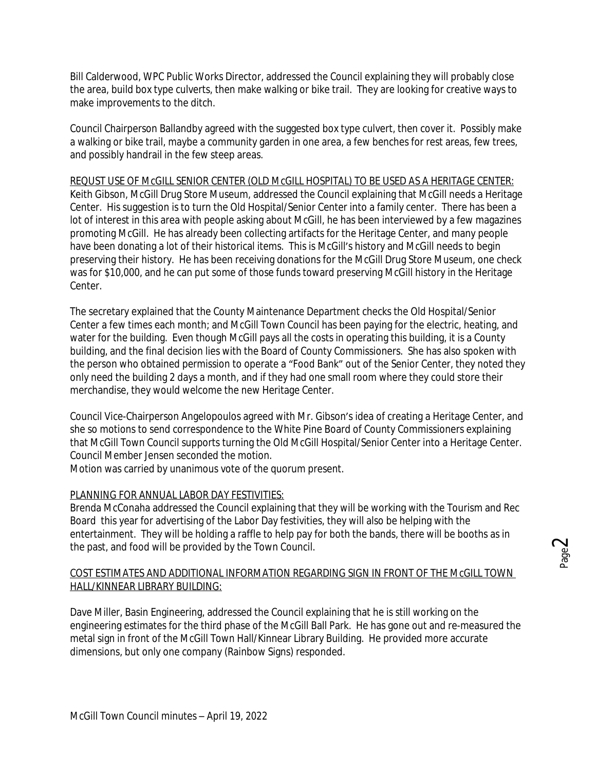Bill Calderwood, WPC Public Works Director, addressed the Council explaining they will probably close the area, build box type culverts, then make walking or bike trail. They are looking for creative ways to make improvements to the ditch.

Council Chairperson Ballandby agreed with the suggested box type culvert, then cover it. Possibly make a walking or bike trail, maybe a community garden in one area, a few benches for rest areas, few trees, and possibly handrail in the few steep areas.

<u>REQUST USE OF McGILL SENIOR CENTER (OLD McGILL HOSPITAL) TO BE USED AS A HERITAGE CENTER:</u>
Keith Gibson, McGill Drug Store Museum, addressed the Council explaining that McGill needs a Heritage Center. His suggestion is to turn the Old Hospital/Senior Center into a family center. There has been a lot of interest in this area with people asking about McGill, he has been interviewed by a few magazines promoting McGill. He has already been collecting artifacts for the Heritage Center, and many people have been donating a lot of their historical items. This is McGill's history and McGill needs to begin preserving their history. He has been receiving donations for the McGill Drug Store Museum, one check was for $10,000, and he can put some of those funds toward preserving McGill history in the Heritage Center.

The secretary explained that the County Maintenance Department checks the Old Hospital/Senior Center a few times each month; and McGill Town Council has been paying for the electric, heating, and water for the building. Even though McGill pays all the costs in operating this building, it is a County building, and the final decision lies with the Board of County Commissioners. She has also spoken with the person who obtained permission to operate a "Food Bank" out of the Senior Center, they noted they only need the building 2 days a month, and if they had one small room where they could store their merchandise, they would welcome the new Heritage Center.

Council Vice-Chairperson Angelopoulos agreed with Mr. Gibson's idea of creating a Heritage Center, and she so motions to send correspondence to the White Pine Board of County Commissioners explaining that McGill Town Council supports turning the Old McGill Hospital/Senior Center into a Heritage Center. Council Member Jensen seconded the motion.
Motion was carried by unanimous vote of the quorum present.

<u>PLANNING FOR ANNUAL LABOR DAY FESTIVITIES:</u>
Brenda McConaha addressed the Council explaining that they will be working with the Tourism and Rec Board this year for advertising of the Labor Day festivities, they will also be helping with the entertainment. They will be holding a raffle to help pay for both the bands, there will be booths as in the past, and food will be provided by the Town Council.

<u>COST ESTIMATES AND ADDITIONAL INFORMATION REGARDING SIGN IN FRONT OF THE McGILL TOWN HALL/KINNEAR LIBRARY BUILDING:</u>

Dave Miller, Basin Engineering, addressed the Council explaining that he is still working on the engineering estimates for the third phase of the McGill Ball Park. He has gone out and re-measured the metal sign in front of the McGill Town Hall/Kinnear Library Building. He provided more accurate dimensions, but only one company (Rainbow Signs) responded.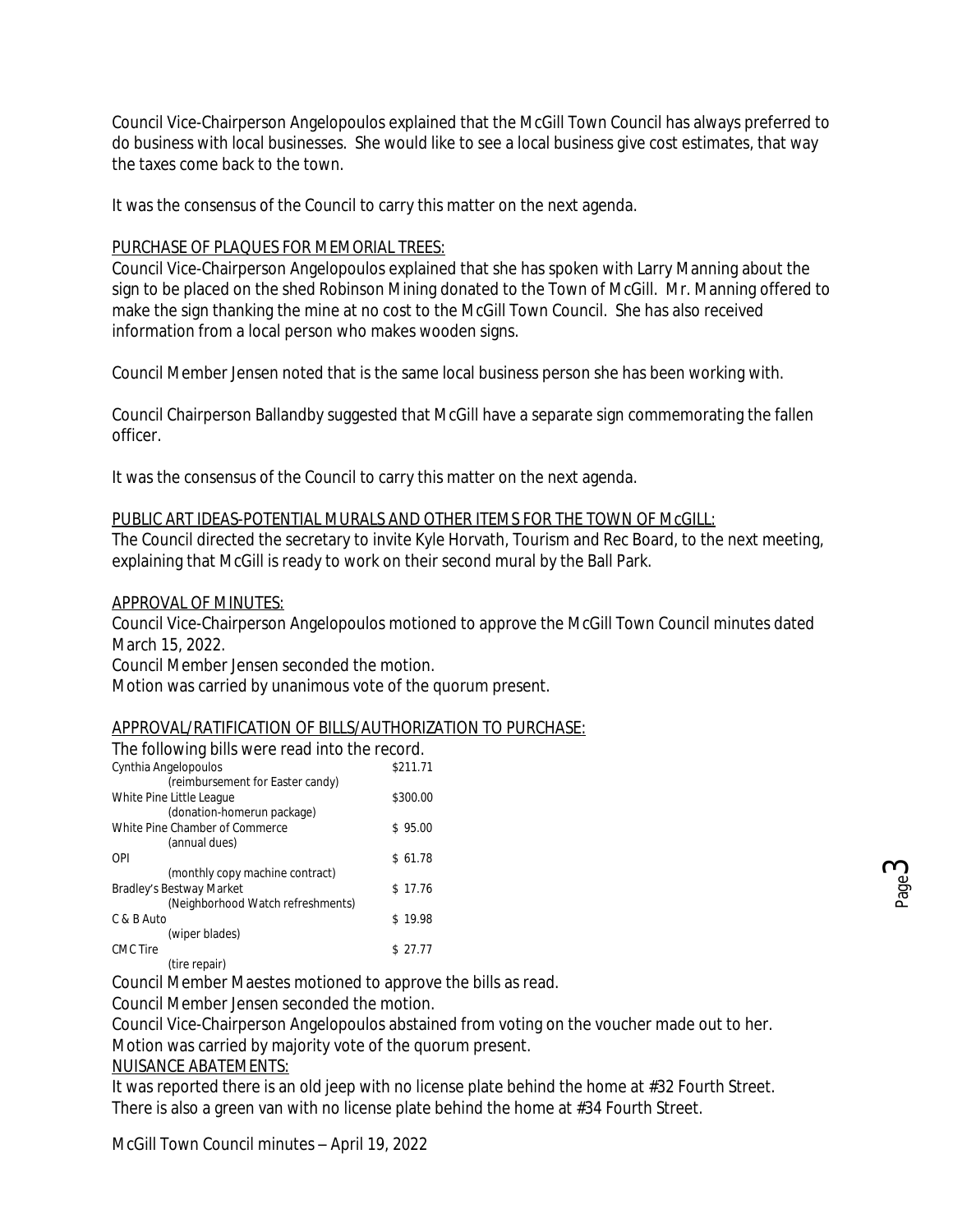Council Vice-Chairperson Angelopoulos explained that the McGill Town Council has always preferred to do business with local businesses. She would like to see a local business give cost estimates, that way the taxes come back to the town.

It was the consensus of the Council to carry this matter on the next agenda.

PURCHASE OF PLAQUES FOR MEMORIAL TREES:

Council Vice-Chairperson Angelopoulos explained that she has spoken with Larry Manning about the sign to be placed on the shed Robinson Mining donated to the Town of McGill. Mr. Manning offered to make the sign thanking the mine at no cost to the McGill Town Council. She has also received information from a local person who makes wooden signs.

Council Member Jensen noted that is the same local business person she has been working with.

Council Chairperson Ballandby suggested that McGill have a separate sign commemorating the fallen officer.

It was the consensus of the Council to carry this matter on the next agenda.

PUBLIC ART IDEAS-POTENTIAL MURALS AND OTHER ITEMS FOR THE TOWN OF McGILL:

The Council directed the secretary to invite Kyle Horvath, Tourism and Rec Board, to the next meeting, explaining that McGill is ready to work on their second mural by the Ball Park.

APPROVAL OF MINUTES:

Council Vice-Chairperson Angelopoulos motioned to approve the McGill Town Council minutes dated March 15, 2022.
Council Member Jensen seconded the motion.
Motion was carried by unanimous vote of the quorum present.

APPROVAL/RATIFICATION OF BILLS/AUTHORIZATION TO PURCHASE:

The following bills were read into the record.

| | |
|---|---|
| Cynthia Angelopoulos (reimbursement for Easter candy) | $211.71 |
| White Pine Little League (donation-homerun package) | $300.00 |
| White Pine Chamber of Commerce (annual dues) | $ 95.00 |
| OPI (monthly copy machine contract) | $ 61.78 |
| Bradley's Bestway Market (Neighborhood Watch refreshments) | $ 17.76 |
| C & B Auto (wiper blades) | $ 19.98 |
| CMC Tire (tire repair) | $ 27.77 |

Council Member Maestes motioned to approve the bills as read.
Council Member Jensen seconded the motion.
Council Vice-Chairperson Angelopoulos abstained from voting on the voucher made out to her.
Motion was carried by majority vote of the quorum present.

NUISANCE ABATEMENTS:

It was reported there is an old jeep with no license plate behind the home at #32 Fourth Street.
There is also a green van with no license plate behind the home at #34 Fourth Street.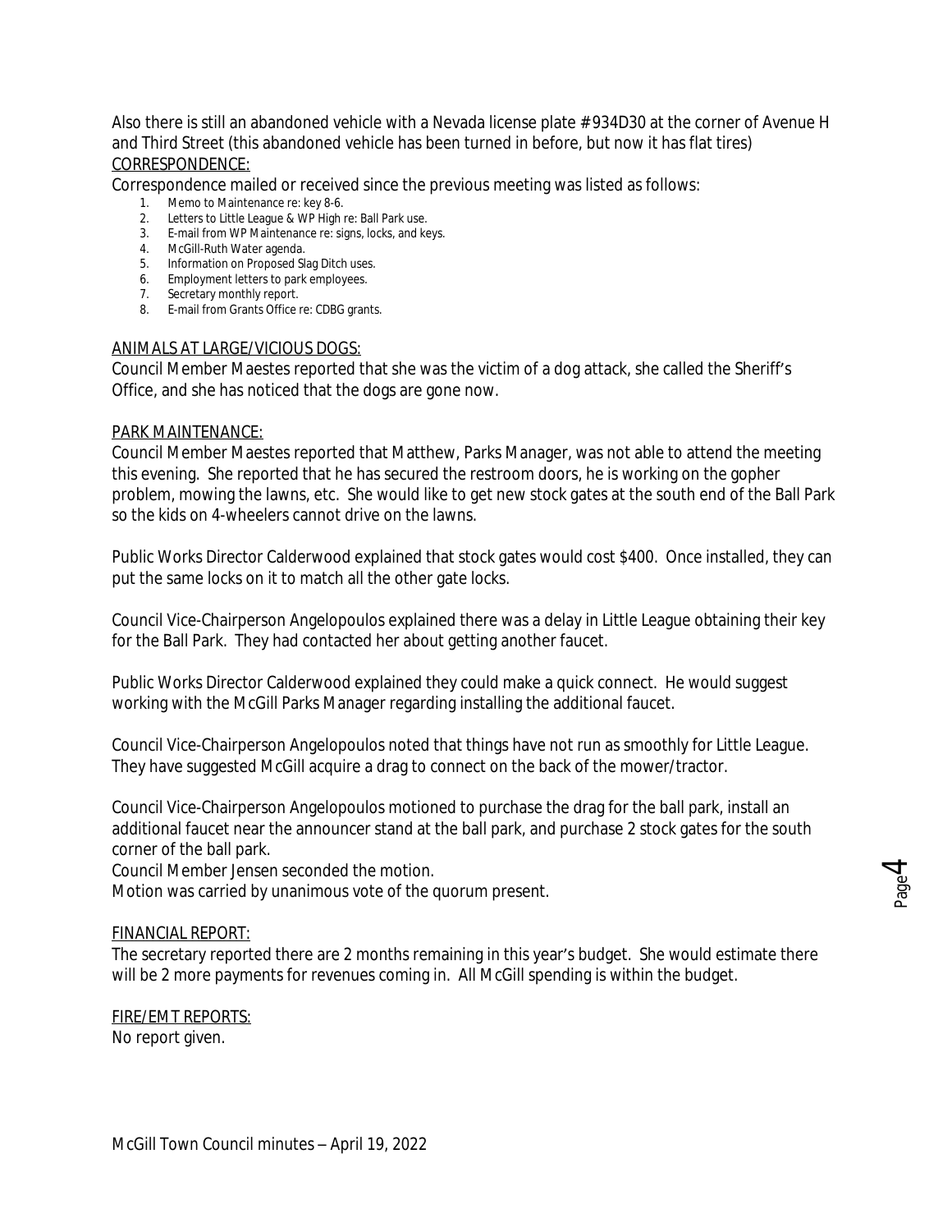Also there is still an abandoned vehicle with a Nevada license plate # 934D30 at the corner of Avenue H and Third Street (this abandoned vehicle has been turned in before, but now it has flat tires)

CORRESPONDENCE:

Correspondence mailed or received since the previous meeting was listed as follows:

1. Memo to Maintenance re: key 8-6.
2. Letters to Little League & WP High re: Ball Park use.
3. E-mail from WP Maintenance re: signs, locks, and keys.
4. McGill-Ruth Water agenda.
5. Information on Proposed Slag Ditch uses.
6. Employment letters to park employees.
7. Secretary monthly report.
8. E-mail from Grants Office re: CDBG grants.

ANIMALS AT LARGE/VICIOUS DOGS:

Council Member Maestes reported that she was the victim of a dog attack, she called the Sheriff's Office, and she has noticed that the dogs are gone now.

PARK MAINTENANCE:

Council Member Maestes reported that Matthew, Parks Manager, was not able to attend the meeting this evening. She reported that he has secured the restroom doors, he is working on the gopher problem, mowing the lawns, etc. She would like to get new stock gates at the south end of the Ball Park so the kids on 4-wheelers cannot drive on the lawns.

Public Works Director Calderwood explained that stock gates would cost $400. Once installed, they can put the same locks on it to match all the other gate locks.

Council Vice-Chairperson Angelopoulos explained there was a delay in Little League obtaining their key for the Ball Park. They had contacted her about getting another faucet.

Public Works Director Calderwood explained they could make a quick connect. He would suggest working with the McGill Parks Manager regarding installing the additional faucet.

Council Vice-Chairperson Angelopoulos noted that things have not run as smoothly for Little League. They have suggested McGill acquire a drag to connect on the back of the mower/tractor.

Council Vice-Chairperson Angelopoulos motioned to purchase the drag for the ball park, install an additional faucet near the announcer stand at the ball park, and purchase 2 stock gates for the south corner of the ball park.
Council Member Jensen seconded the motion.
Motion was carried by unanimous vote of the quorum present.

FINANCIAL REPORT:

The secretary reported there are 2 months remaining in this year's budget. She would estimate there will be 2 more payments for revenues coming in. All McGill spending is within the budget.

FIRE/EMT REPORTS:

No report given.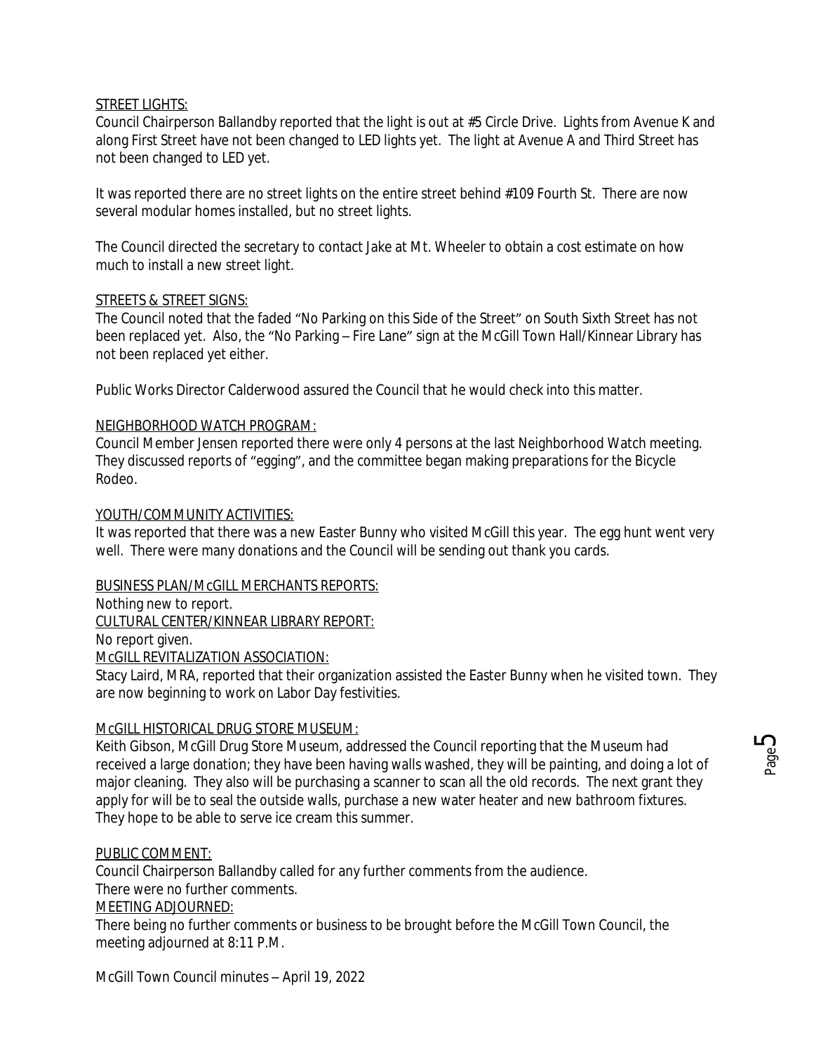STREET LIGHTS:

Council Chairperson Ballandby reported that the light is out at #5 Circle Drive. Lights from Avenue K and along First Street have not been changed to LED lights yet. The light at Avenue A and Third Street has not been changed to LED yet.

It was reported there are no street lights on the entire street behind #109 Fourth St. There are now several modular homes installed, but no street lights.

The Council directed the secretary to contact Jake at Mt. Wheeler to obtain a cost estimate on how much to install a new street light.

STREETS & STREET SIGNS:

The Council noted that the faded "No Parking on this Side of the Street" on South Sixth Street has not been replaced yet. Also, the "No Parking – Fire Lane" sign at the McGill Town Hall/Kinnear Library has not been replaced yet either.

Public Works Director Calderwood assured the Council that he would check into this matter.

NEIGHBORHOOD WATCH PROGRAM:

Council Member Jensen reported there were only 4 persons at the last Neighborhood Watch meeting. They discussed reports of "egging", and the committee began making preparations for the Bicycle Rodeo.

YOUTH/COMMUNITY ACTIVITIES:

It was reported that there was a new Easter Bunny who visited McGill this year. The egg hunt went very well. There were many donations and the Council will be sending out thank you cards.

BUSINESS PLAN/McGILL MERCHANTS REPORTS:

Nothing new to report.

CULTURAL CENTER/KINNEAR LIBRARY REPORT:

No report given.

McGILL REVITALIZATION ASSOCIATION:

Stacy Laird, MRA, reported that their organization assisted the Easter Bunny when he visited town. They are now beginning to work on Labor Day festivities.

McGILL HISTORICAL DRUG STORE MUSEUM:

Keith Gibson, McGill Drug Store Museum, addressed the Council reporting that the Museum had received a large donation; they have been having walls washed, they will be painting, and doing a lot of major cleaning. They also will be purchasing a scanner to scan all the old records. The next grant they apply for will be to seal the outside walls, purchase a new water heater and new bathroom fixtures. They hope to be able to serve ice cream this summer.

PUBLIC COMMENT:

Council Chairperson Ballandby called for any further comments from the audience.

There were no further comments.

MEETING ADJOURNED:

There being no further comments or business to be brought before the McGill Town Council, the meeting adjourned at 8:11 P.M.